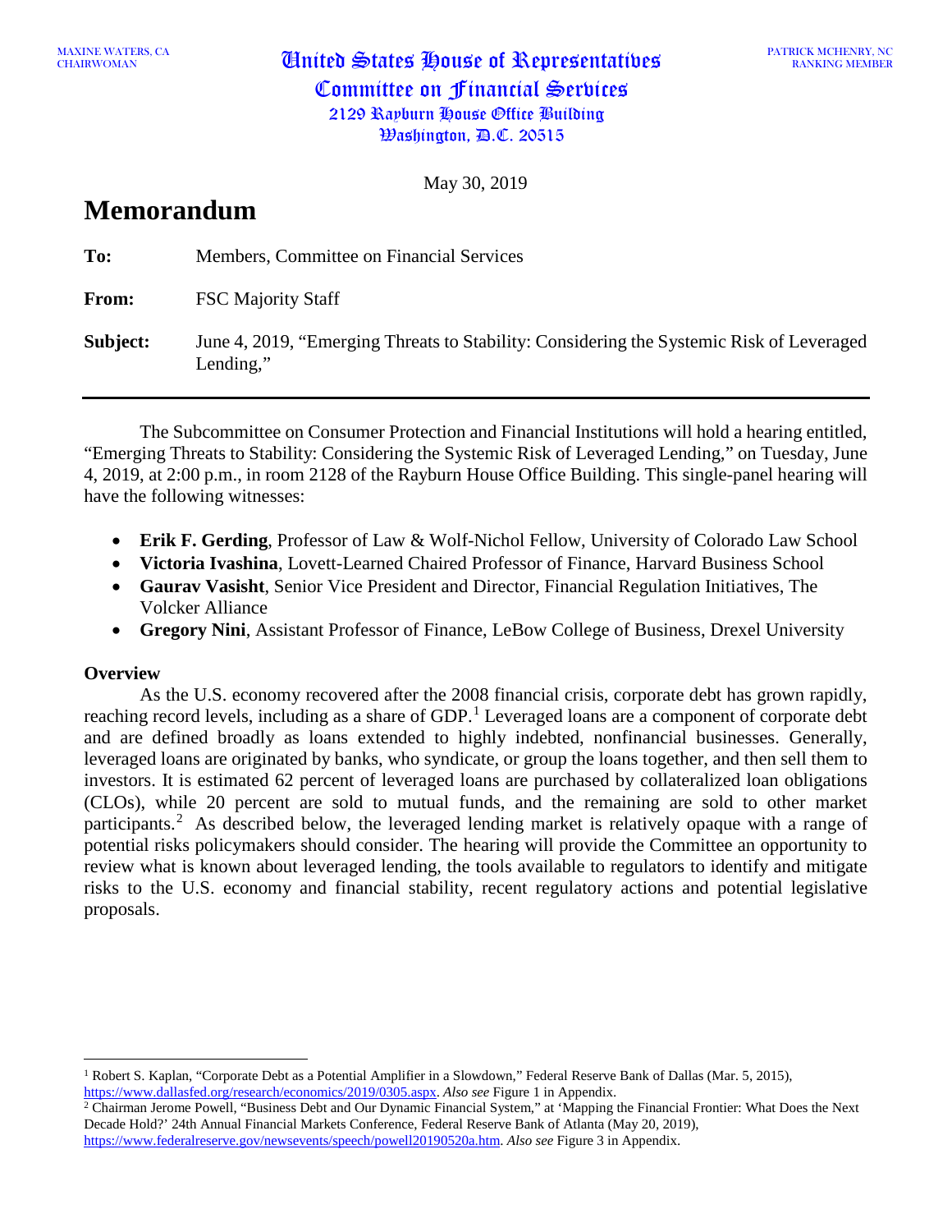MAXINE WATERS, CA
CHAIRWOMAN

# United States House of Representatives
## Committee on Financial Services
2129 Rayburn House Office Building
Washington, D.C. 20515

PATRICK MCHENRY, NC
RANKING MEMBER

May 30, 2019

# Memorandum

**To:** Members, Committee on Financial Services

**From:** FSC Majority Staff

**Subject:** June 4, 2019, "Emerging Threats to Stability: Considering the Systemic Risk of Leveraged Lending,"

---

The Subcommittee on Consumer Protection and Financial Institutions will hold a hearing entitled, "Emerging Threats to Stability: Considering the Systemic Risk of Leveraged Lending," on Tuesday, June 4, 2019, at 2:00 p.m., in room 2128 of the Rayburn House Office Building. This single-panel hearing will have the following witnesses:

- **Erik F. Gerding**, Professor of Law & Wolf-Nichol Fellow, University of Colorado Law School
- **Victoria Ivashina**, Lovett-Learned Chaired Professor of Finance, Harvard Business School
- **Gaurav Vasisht**, Senior Vice President and Director, Financial Regulation Initiatives, The Volcker Alliance
- **Gregory Nini**, Assistant Professor of Finance, LeBow College of Business, Drexel University

### Overview

As the U.S. economy recovered after the 2008 financial crisis, corporate debt has grown rapidly, reaching record levels, including as a share of GDP.[1] Leveraged loans are a component of corporate debt and are defined broadly as loans extended to highly indebted, nonfinancial businesses. Generally, leveraged loans are originated by banks, who syndicate, or group the loans together, and then sell them to investors. It is estimated 62 percent of leveraged loans are purchased by collateralized loan obligations (CLOs), while 20 percent are sold to mutual funds, and the remaining are sold to other market participants.[2] As described below, the leveraged lending market is relatively opaque with a range of potential risks policymakers should consider. The hearing will provide the Committee an opportunity to review what is known about leveraged lending, the tools available to regulators to identify and mitigate risks to the U.S. economy and financial stability, recent regulatory actions and potential legislative proposals.

---

[1] Robert S. Kaplan, "Corporate Debt as a Potential Amplifier in a Slowdown," Federal Reserve Bank of Dallas (Mar. 5, 2015), https://www.dallasfed.org/research/economics/2019/0305.aspx. *Also see* Figure 1 in Appendix.

[2] Chairman Jerome Powell, "Business Debt and Our Dynamic Financial System," at 'Mapping the Financial Frontier: What Does the Next Decade Hold?' 24th Annual Financial Markets Conference, Federal Reserve Bank of Atlanta (May 20, 2019), https://www.federalreserve.gov/newsevents/speech/powell20190520a.htm. *Also see* Figure 3 in Appendix.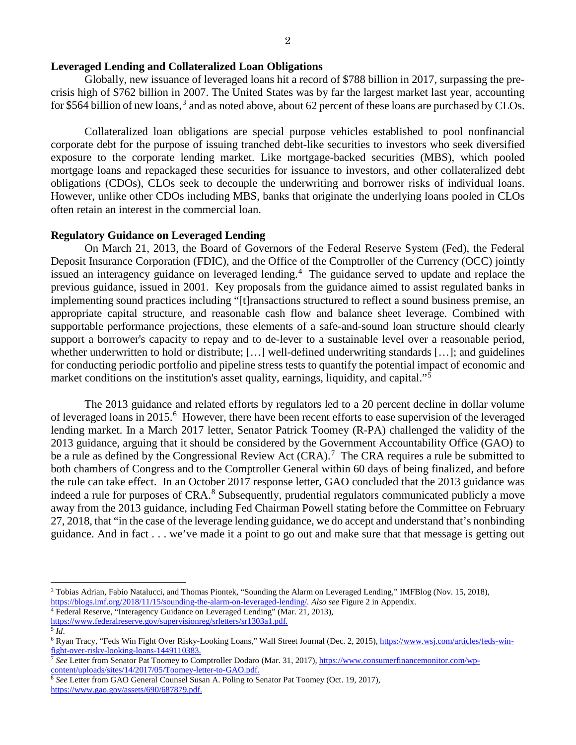**Leveraged Lending and Collateralized Loan Obligations**

Globally, new issuance of leveraged loans hit a record of $788 billion in 2017, surpassing the pre-crisis high of $762 billion in 2007. The United States was by far the largest market last year, accounting for $564 billion of new loans,[3] and as noted above, about 62 percent of these loans are purchased by CLOs.

Collateralized loan obligations are special purpose vehicles established to pool nonfinancial corporate debt for the purpose of issuing tranched debt-like securities to investors who seek diversified exposure to the corporate lending market. Like mortgage-backed securities (MBS), which pooled mortgage loans and repackaged these securities for issuance to investors, and other collateralized debt obligations (CDOs), CLOs seek to decouple the underwriting and borrower risks of individual loans. However, unlike other CDOs including MBS, banks that originate the underlying loans pooled in CLOs often retain an interest in the commercial loan.

**Regulatory Guidance on Leveraged Lending**

On March 21, 2013, the Board of Governors of the Federal Reserve System (Fed), the Federal Deposit Insurance Corporation (FDIC), and the Office of the Comptroller of the Currency (OCC) jointly issued an interagency guidance on leveraged lending.[4] The guidance served to update and replace the previous guidance, issued in 2001. Key proposals from the guidance aimed to assist regulated banks in implementing sound practices including "[t]ransactions structured to reflect a sound business premise, an appropriate capital structure, and reasonable cash flow and balance sheet leverage. Combined with supportable performance projections, these elements of a safe-and-sound loan structure should clearly support a borrower's capacity to repay and to de-lever to a sustainable level over a reasonable period, whether underwritten to hold or distribute; […] well-defined underwriting standards […]; and guidelines for conducting periodic portfolio and pipeline stress tests to quantify the potential impact of economic and market conditions on the institution's asset quality, earnings, liquidity, and capital."[5]

The 2013 guidance and related efforts by regulators led to a 20 percent decline in dollar volume of leveraged loans in 2015.[6] However, there have been recent efforts to ease supervision of the leveraged lending market. In a March 2017 letter, Senator Patrick Toomey (R-PA) challenged the validity of the 2013 guidance, arguing that it should be considered by the Government Accountability Office (GAO) to be a rule as defined by the Congressional Review Act (CRA).[7] The CRA requires a rule be submitted to both chambers of Congress and to the Comptroller General within 60 days of being finalized, and before the rule can take effect. In an October 2017 response letter, GAO concluded that the 2013 guidance was indeed a rule for purposes of CRA.[8] Subsequently, prudential regulators communicated publicly a move away from the 2013 guidance, including Fed Chairman Powell stating before the Committee on February 27, 2018, that "in the case of the leverage lending guidance, we do accept and understand that's nonbinding guidance. And in fact . . . we've made it a point to go out and make sure that that message is getting out

---

[3] Tobias Adrian, Fabio Natalucci, and Thomas Piontek, "Sounding the Alarm on Leveraged Lending," IMFBlog (Nov. 15, 2018), https://blogs.imf.org/2018/11/15/sounding-the-alarm-on-leveraged-lending/. *Also see* Figure 2 in Appendix.

[4] Federal Reserve, "Interagency Guidance on Leveraged Lending" (Mar. 21, 2013), https://www.federalreserve.gov/supervisionreg/srletters/sr1303a1.pdf.

[5] *Id*.

[6] Ryan Tracy, "Feds Win Fight Over Risky-Looking Loans," Wall Street Journal (Dec. 2, 2015), https://www.wsj.com/articles/feds-win-fight-over-risky-looking-loans-1449110383.

[7] *See* Letter from Senator Pat Toomey to Comptroller Dodaro (Mar. 31, 2017), https://www.consumerfinancemonitor.com/wp-content/uploads/sites/14/2017/05/Toomey-letter-to-GAO.pdf.

[8] *See* Letter from GAO General Counsel Susan A. Poling to Senator Pat Toomey (Oct. 19, 2017), https://www.gao.gov/assets/690/687879.pdf.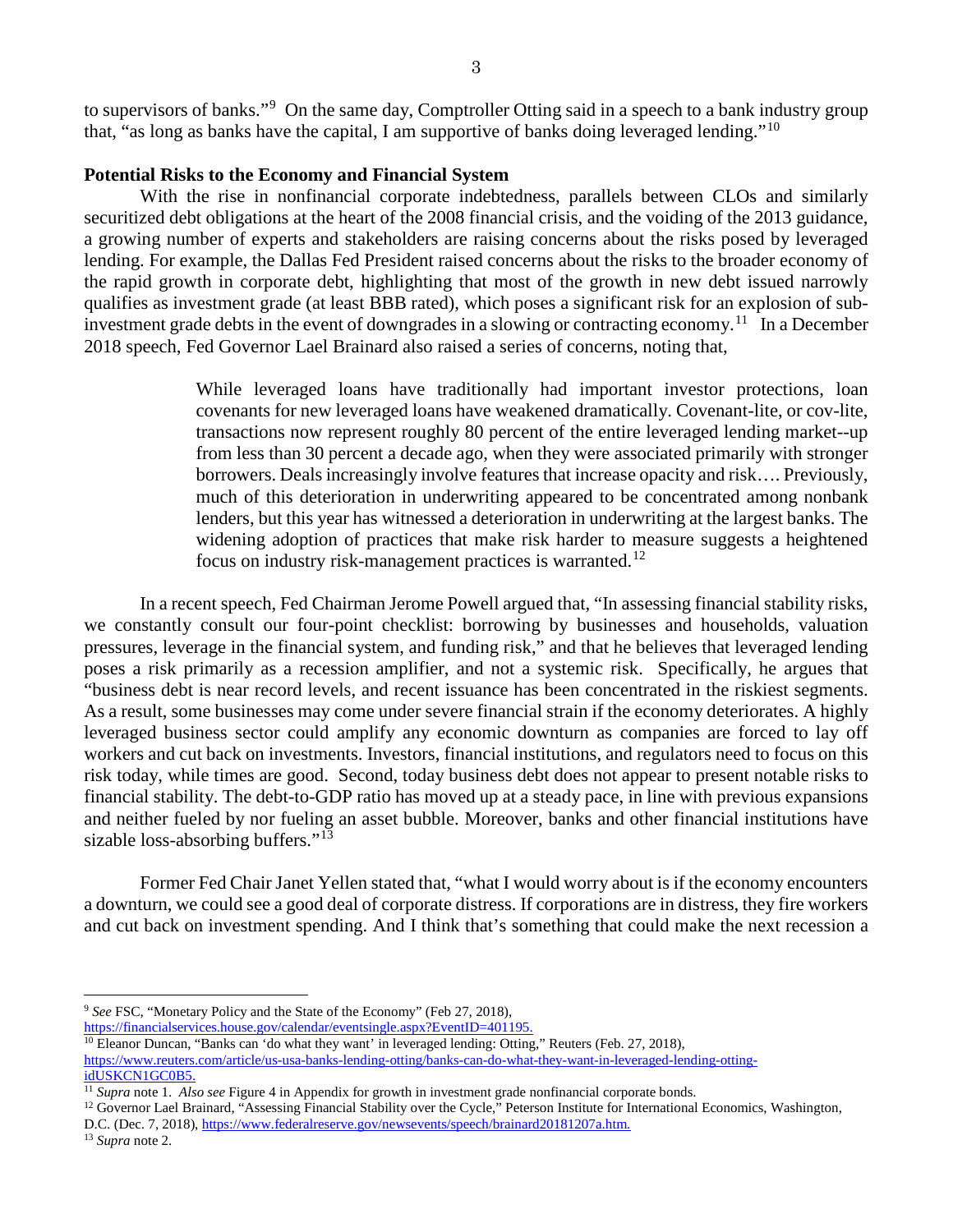to supervisors of banks."[9] On the same day, Comptroller Otting said in a speech to a bank industry group that, "as long as banks have the capital, I am supportive of banks doing leveraged lending."[10]

**Potential Risks to the Economy and Financial System**

With the rise in nonfinancial corporate indebtedness, parallels between CLOs and similarly securitized debt obligations at the heart of the 2008 financial crisis, and the voiding of the 2013 guidance, a growing number of experts and stakeholders are raising concerns about the risks posed by leveraged lending. For example, the Dallas Fed President raised concerns about the risks to the broader economy of the rapid growth in corporate debt, highlighting that most of the growth in new debt issued narrowly qualifies as investment grade (at least BBB rated), which poses a significant risk for an explosion of sub-investment grade debts in the event of downgrades in a slowing or contracting economy.[11] In a December 2018 speech, Fed Governor Lael Brainard also raised a series of concerns, noting that,

> While leveraged loans have traditionally had important investor protections, loan covenants for new leveraged loans have weakened dramatically. Covenant-lite, or cov-lite, transactions now represent roughly 80 percent of the entire leveraged lending market--up from less than 30 percent a decade ago, when they were associated primarily with stronger borrowers. Deals increasingly involve features that increase opacity and risk…. Previously, much of this deterioration in underwriting appeared to be concentrated among nonbank lenders, but this year has witnessed a deterioration in underwriting at the largest banks. The widening adoption of practices that make risk harder to measure suggests a heightened focus on industry risk-management practices is warranted.[12]

In a recent speech, Fed Chairman Jerome Powell argued that, "In assessing financial stability risks, we constantly consult our four-point checklist: borrowing by businesses and households, valuation pressures, leverage in the financial system, and funding risk," and that he believes that leveraged lending poses a risk primarily as a recession amplifier, and not a systemic risk. Specifically, he argues that "business debt is near record levels, and recent issuance has been concentrated in the riskiest segments. As a result, some businesses may come under severe financial strain if the economy deteriorates. A highly leveraged business sector could amplify any economic downturn as companies are forced to lay off workers and cut back on investments. Investors, financial institutions, and regulators need to focus on this risk today, while times are good. Second, today business debt does not appear to present notable risks to financial stability. The debt-to-GDP ratio has moved up at a steady pace, in line with previous expansions and neither fueled by nor fueling an asset bubble. Moreover, banks and other financial institutions have sizable loss-absorbing buffers."[13]

Former Fed Chair Janet Yellen stated that, "what I would worry about is if the economy encounters a downturn, we could see a good deal of corporate distress. If corporations are in distress, they fire workers and cut back on investment spending. And I think that's something that could make the next recession a

---

[9] *See* FSC, "Monetary Policy and the State of the Economy" (Feb 27, 2018), https://financialservices.house.gov/calendar/eventsingle.aspx?EventID=401195.

[10] Eleanor Duncan, "Banks can 'do what they want' in leveraged lending: Otting," Reuters (Feb. 27, 2018), https://www.reuters.com/article/us-usa-banks-lending-otting/banks-can-do-what-they-want-in-leveraged-lending-otting-idUSKCN1GC0B5.

[11] *Supra* note 1. *Also see* Figure 4 in Appendix for growth in investment grade nonfinancial corporate bonds.

[12] Governor Lael Brainard, "Assessing Financial Stability over the Cycle," Peterson Institute for International Economics, Washington, D.C. (Dec. 7, 2018), https://www.federalreserve.gov/newsevents/speech/brainard20181207a.htm.

[13] *Supra* note 2.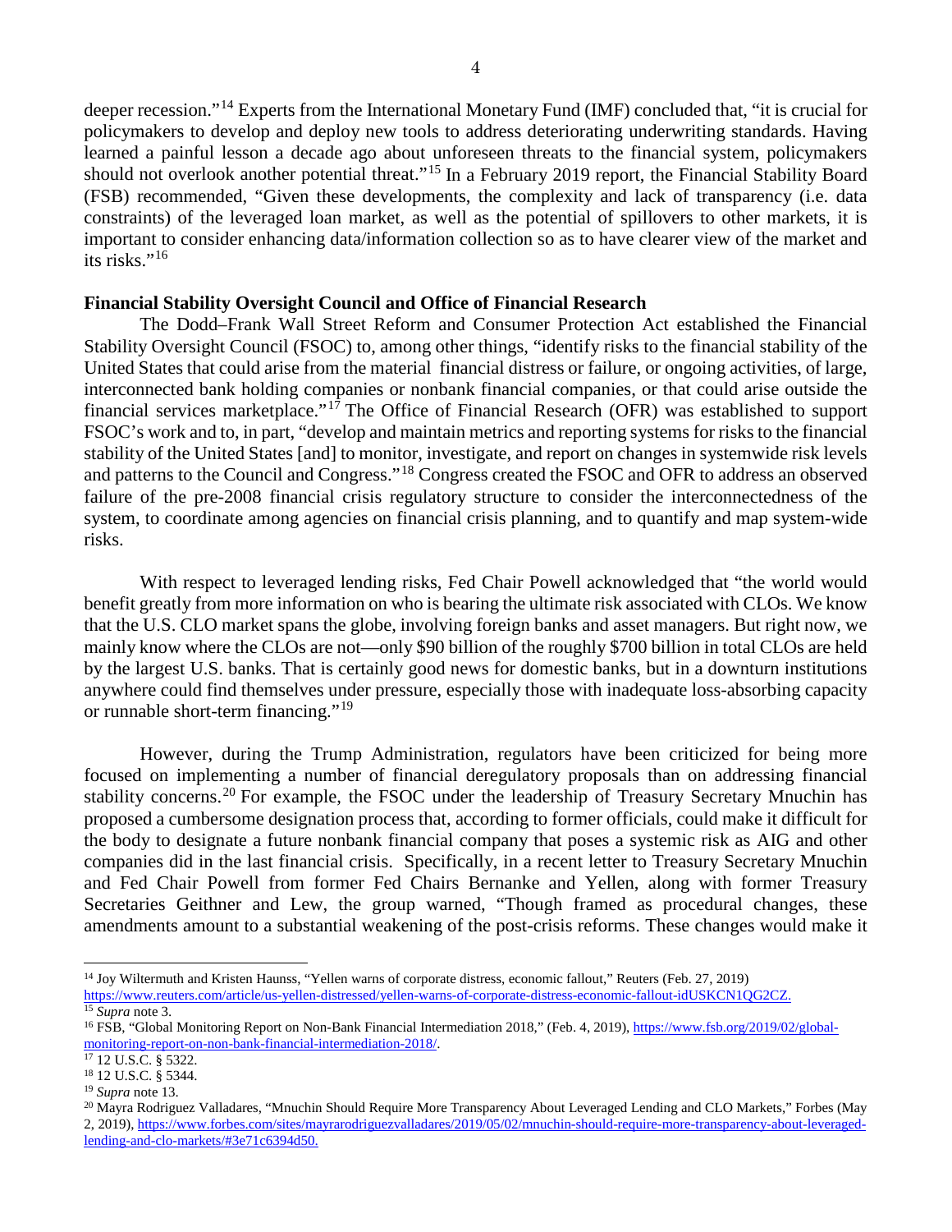deeper recession."[14] Experts from the International Monetary Fund (IMF) concluded that, "it is crucial for policymakers to develop and deploy new tools to address deteriorating underwriting standards. Having learned a painful lesson a decade ago about unforeseen threats to the financial system, policymakers should not overlook another potential threat."[15] In a February 2019 report, the Financial Stability Board (FSB) recommended, "Given these developments, the complexity and lack of transparency (i.e. data constraints) of the leveraged loan market, as well as the potential of spillovers to other markets, it is important to consider enhancing data/information collection so as to have clearer view of the market and its risks."[16]

**Financial Stability Oversight Council and Office of Financial Research**

The Dodd–Frank Wall Street Reform and Consumer Protection Act established the Financial Stability Oversight Council (FSOC) to, among other things, "identify risks to the financial stability of the United States that could arise from the material financial distress or failure, or ongoing activities, of large, interconnected bank holding companies or nonbank financial companies, or that could arise outside the financial services marketplace."[17] The Office of Financial Research (OFR) was established to support FSOC's work and to, in part, "develop and maintain metrics and reporting systems for risks to the financial stability of the United States [and] to monitor, investigate, and report on changes in systemwide risk levels and patterns to the Council and Congress."[18] Congress created the FSOC and OFR to address an observed failure of the pre-2008 financial crisis regulatory structure to consider the interconnectedness of the system, to coordinate among agencies on financial crisis planning, and to quantify and map system-wide risks.

With respect to leveraged lending risks, Fed Chair Powell acknowledged that "the world would benefit greatly from more information on who is bearing the ultimate risk associated with CLOs. We know that the U.S. CLO market spans the globe, involving foreign banks and asset managers. But right now, we mainly know where the CLOs are not—only $90 billion of the roughly $700 billion in total CLOs are held by the largest U.S. banks. That is certainly good news for domestic banks, but in a downturn institutions anywhere could find themselves under pressure, especially those with inadequate loss-absorbing capacity or runnable short-term financing."[19]

However, during the Trump Administration, regulators have been criticized for being more focused on implementing a number of financial deregulatory proposals than on addressing financial stability concerns.[20] For example, the FSOC under the leadership of Treasury Secretary Mnuchin has proposed a cumbersome designation process that, according to former officials, could make it difficult for the body to designate a future nonbank financial company that poses a systemic risk as AIG and other companies did in the last financial crisis. Specifically, in a recent letter to Treasury Secretary Mnuchin and Fed Chair Powell from former Fed Chairs Bernanke and Yellen, along with former Treasury Secretaries Geithner and Lew, the group warned, "Though framed as procedural changes, these amendments amount to a substantial weakening of the post-crisis reforms. These changes would make it

---

[14] Joy Wiltermuth and Kristen Haunss, "Yellen warns of corporate distress, economic fallout," Reuters (Feb. 27, 2019) https://www.reuters.com/article/us-yellen-distressed/yellen-warns-of-corporate-distress-economic-fallout-idUSKCN1QG2CZ.

[15] *Supra* note 3.

[16] FSB, "Global Monitoring Report on Non-Bank Financial Intermediation 2018," (Feb. 4, 2019), https://www.fsb.org/2019/02/global-monitoring-report-on-non-bank-financial-intermediation-2018/.

[17] 12 U.S.C. § 5322.

[18] 12 U.S.C. § 5344.

[19] *Supra* note 13.

[20] Mayra Rodriguez Valladares, "Mnuchin Should Require More Transparency About Leveraged Lending and CLO Markets," Forbes (May 2, 2019), https://www.forbes.com/sites/mayrarodriguezvalladares/2019/05/02/mnuchin-should-require-more-transparency-about-leveraged-lending-and-clo-markets/#3e71c6394d50.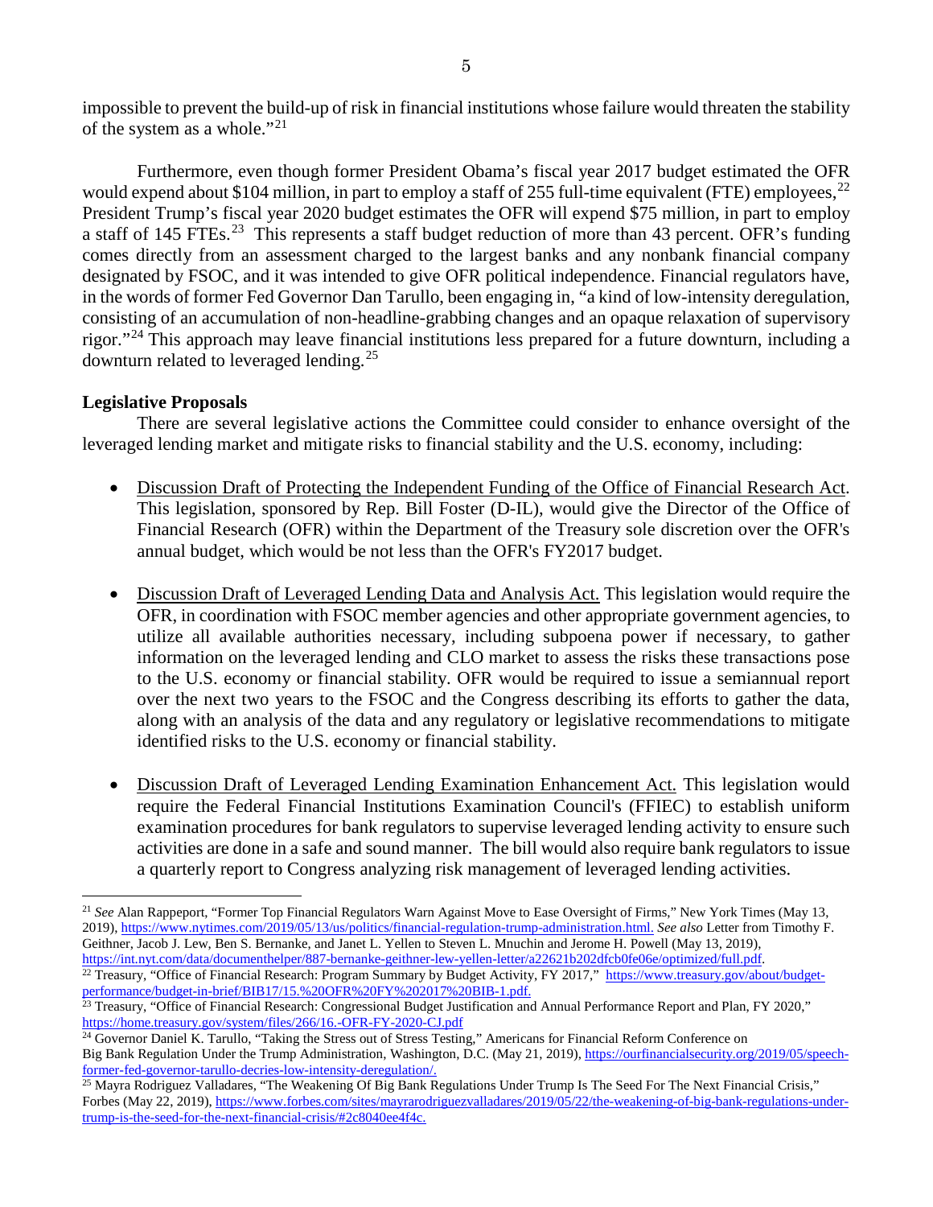impossible to prevent the build-up of risk in financial institutions whose failure would threaten the stability of the system as a whole."[21]

Furthermore, even though former President Obama's fiscal year 2017 budget estimated the OFR would expend about $104 million, in part to employ a staff of 255 full-time equivalent (FTE) employees,[22] President Trump's fiscal year 2020 budget estimates the OFR will expend $75 million, in part to employ a staff of 145 FTEs.[23] This represents a staff budget reduction of more than 43 percent. OFR's funding comes directly from an assessment charged to the largest banks and any nonbank financial company designated by FSOC, and it was intended to give OFR political independence. Financial regulators have, in the words of former Fed Governor Dan Tarullo, been engaging in, "a kind of low-intensity deregulation, consisting of an accumulation of non-headline-grabbing changes and an opaque relaxation of supervisory rigor."[24] This approach may leave financial institutions less prepared for a future downturn, including a downturn related to leveraged lending.[25]

**Legislative Proposals**

There are several legislative actions the Committee could consider to enhance oversight of the leveraged lending market and mitigate risks to financial stability and the U.S. economy, including:

- Discussion Draft of Protecting the Independent Funding of the Office of Financial Research Act. This legislation, sponsored by Rep. Bill Foster (D-IL), would give the Director of the Office of Financial Research (OFR) within the Department of the Treasury sole discretion over the OFR's annual budget, which would be not less than the OFR's FY2017 budget.

- Discussion Draft of Leveraged Lending Data and Analysis Act. This legislation would require the OFR, in coordination with FSOC member agencies and other appropriate government agencies, to utilize all available authorities necessary, including subpoena power if necessary, to gather information on the leveraged lending and CLO market to assess the risks these transactions pose to the U.S. economy or financial stability. OFR would be required to issue a semiannual report over the next two years to the FSOC and the Congress describing its efforts to gather the data, along with an analysis of the data and any regulatory or legislative recommendations to mitigate identified risks to the U.S. economy or financial stability.

- Discussion Draft of Leveraged Lending Examination Enhancement Act. This legislation would require the Federal Financial Institutions Examination Council's (FFIEC) to establish uniform examination procedures for bank regulators to supervise leveraged lending activity to ensure such activities are done in a safe and sound manner. The bill would also require bank regulators to issue a quarterly report to Congress analyzing risk management of leveraged lending activities.

---

[21] *See* Alan Rappeport, "Former Top Financial Regulators Warn Against Move to Ease Oversight of Firms," New York Times (May 13, 2019), https://www.nytimes.com/2019/05/13/us/politics/financial-regulation-trump-administration.html. *See also* Letter from Timothy F. Geithner, Jacob J. Lew, Ben S. Bernanke, and Janet L. Yellen to Steven L. Mnuchin and Jerome H. Powell (May 13, 2019), https://int.nyt.com/data/documenthelper/887-bernanke-geithner-lew-yellen-letter/a22621b202dfcb0fe06e/optimized/full.pdf.

[22] Treasury, "Office of Financial Research: Program Summary by Budget Activity, FY 2017," https://www.treasury.gov/about/budget-performance/budget-in-brief/BIB17/15.%20OFR%20FY%202017%20BIB-1.pdf.

[23] Treasury, "Office of Financial Research: Congressional Budget Justification and Annual Performance Report and Plan, FY 2020," https://home.treasury.gov/system/files/266/16.-OFR-FY-2020-CJ.pdf

[24] Governor Daniel K. Tarullo, "Taking the Stress out of Stress Testing," Americans for Financial Reform Conference on Big Bank Regulation Under the Trump Administration, Washington, D.C. (May 21, 2019), https://ourfinancialsecurity.org/2019/05/speech-former-fed-governor-tarullo-decries-low-intensity-deregulation/.

[25] Mayra Rodriguez Valladares, "The Weakening Of Big Bank Regulations Under Trump Is The Seed For The Next Financial Crisis," Forbes (May 22, 2019), https://www.forbes.com/sites/mayrarodriguezvalladares/2019/05/22/the-weakening-of-big-bank-regulations-under-trump-is-the-seed-for-the-next-financial-crisis/#2c8040ee4f4c.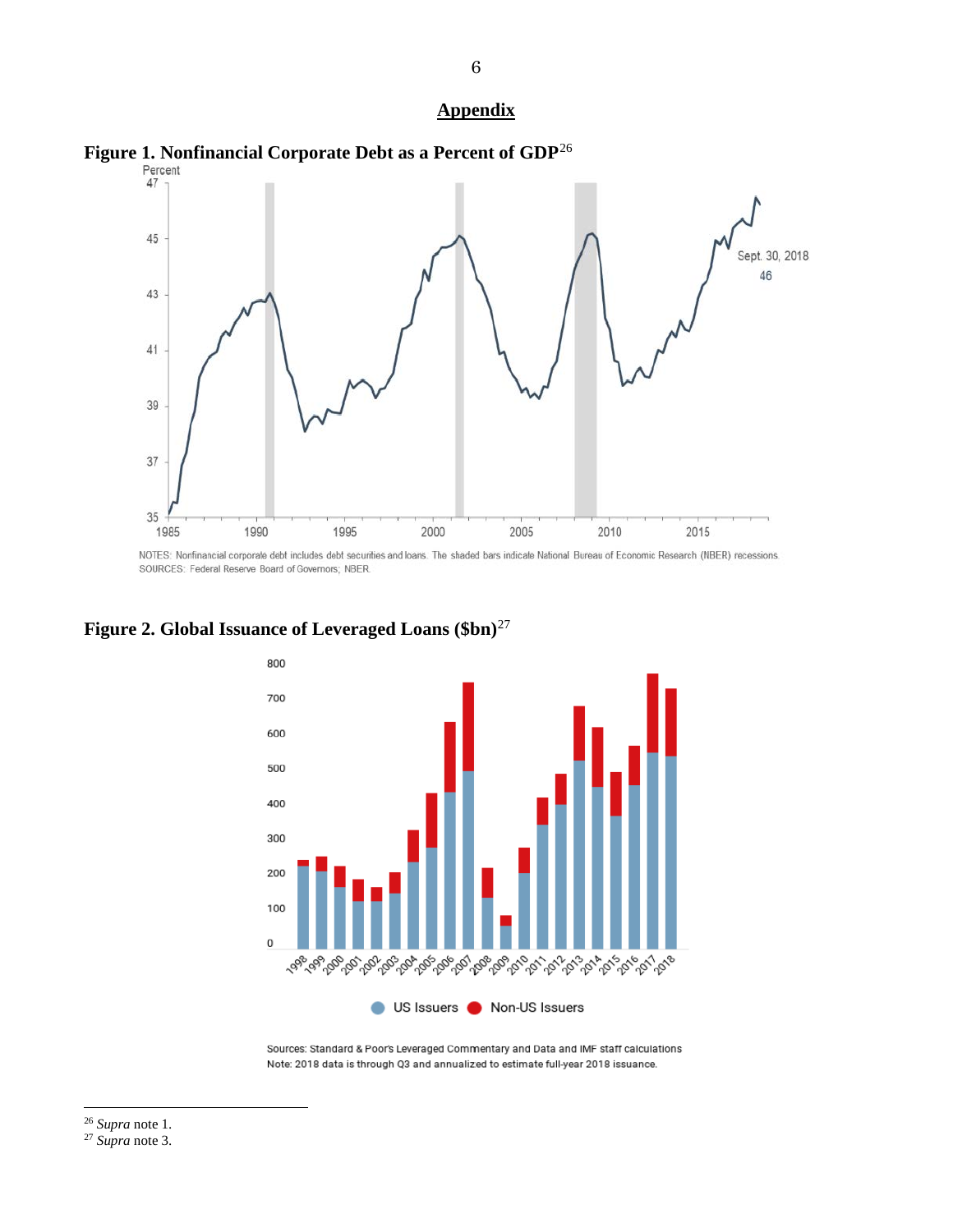## Appendix

**Figure 1. Nonfinancial Corporate Debt as a Percent of GDP**[26]

NOTES: Nonfinancial corporate debt includes debt securities and loans. The shaded bars indicate National Bureau of Economic Research (NBER) recessions.
SOURCES: Federal Reserve Board of Governors; NBER.

**Figure 2. Global Issuance of Leveraged Loans ($bn)**[27]

Sources: Standard & Poor's Leveraged Commentary and Data and IMF staff calculations
Note: 2018 data is through Q3 and annualized to estimate full-year 2018 issuance.

---

[26] *Supra* note 1.

[27] *Supra* note 3.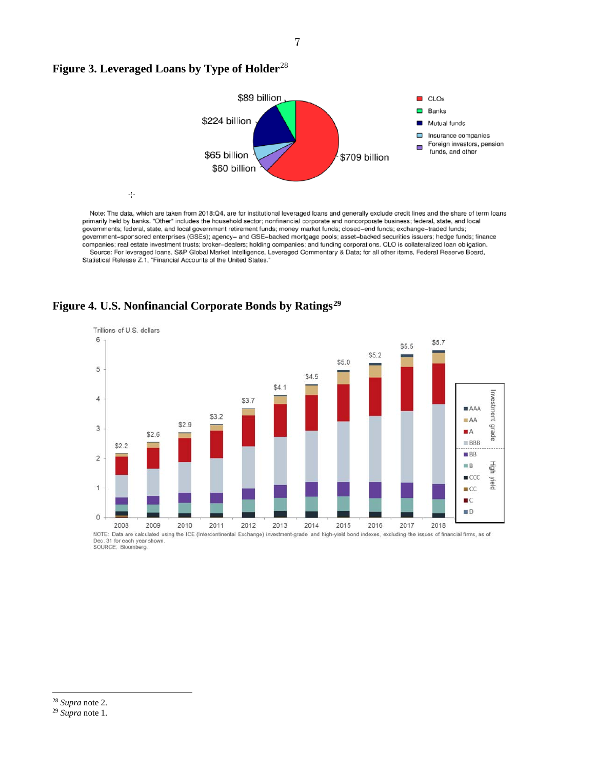**Figure 3. Leveraged Loans by Type of Holder**[28]

$89 billion
$224 billion
$65 billion
$60 billion
$709 billion

CLOs
Banks
Mutual funds
Insurance companies
Foreign investors, pension funds, and other

Note: The data, which are taken from 2018:Q4, are for institutional leveraged loans and generally exclude credit lines and the share of term loans primarily held by banks. "Other" includes the household sector; nonfinancial corporate and noncorporate business; federal, state, and local governments; federal, state, and local government retirement funds; money market funds; closed–end funds; exchange–traded funds; government–sponsored enterprises (GSEs); agency– and GSE–backed mortgage pools; asset–backed securities issuers; hedge funds; finance companies; real estate investment trusts; broker–dealers; holding companies; and funding corporations. CLO is collateralized loan obligation.
Source: For leveraged loans, S&P Global Market Intelligence, Leveraged Commentary & Data; for all other items, Federal Reserve Board, Statistical Release Z.1, "Financial Accounts of the United States."

**Figure 4. U.S. Nonfinancial Corporate Bonds by Ratings**[29]

Trillions of U.S. dollars
6
5
4
3
2
1
0

$2.2 $2.6 $2.9 $3.2 $3.7 $4.1 $4.5 $5.0 $5.2 $5.5 $5.7

2008 2009 2010 2011 2012 2013 2014 2015 2016 2017 2018

Investment grade: AAA, AA, A, BBB
High yield: BB, B, CCC, CC, C, D

NOTE: Data are calculated using the ICE (Intercontinental Exchange) investment-grade and high-yield bond indexes, excluding the issues of financial firms, as of Dec. 31 for each year shown.
SOURCE: Bloomberg.

---

[28] *Supra* note 2.
[29] *Supra* note 1.